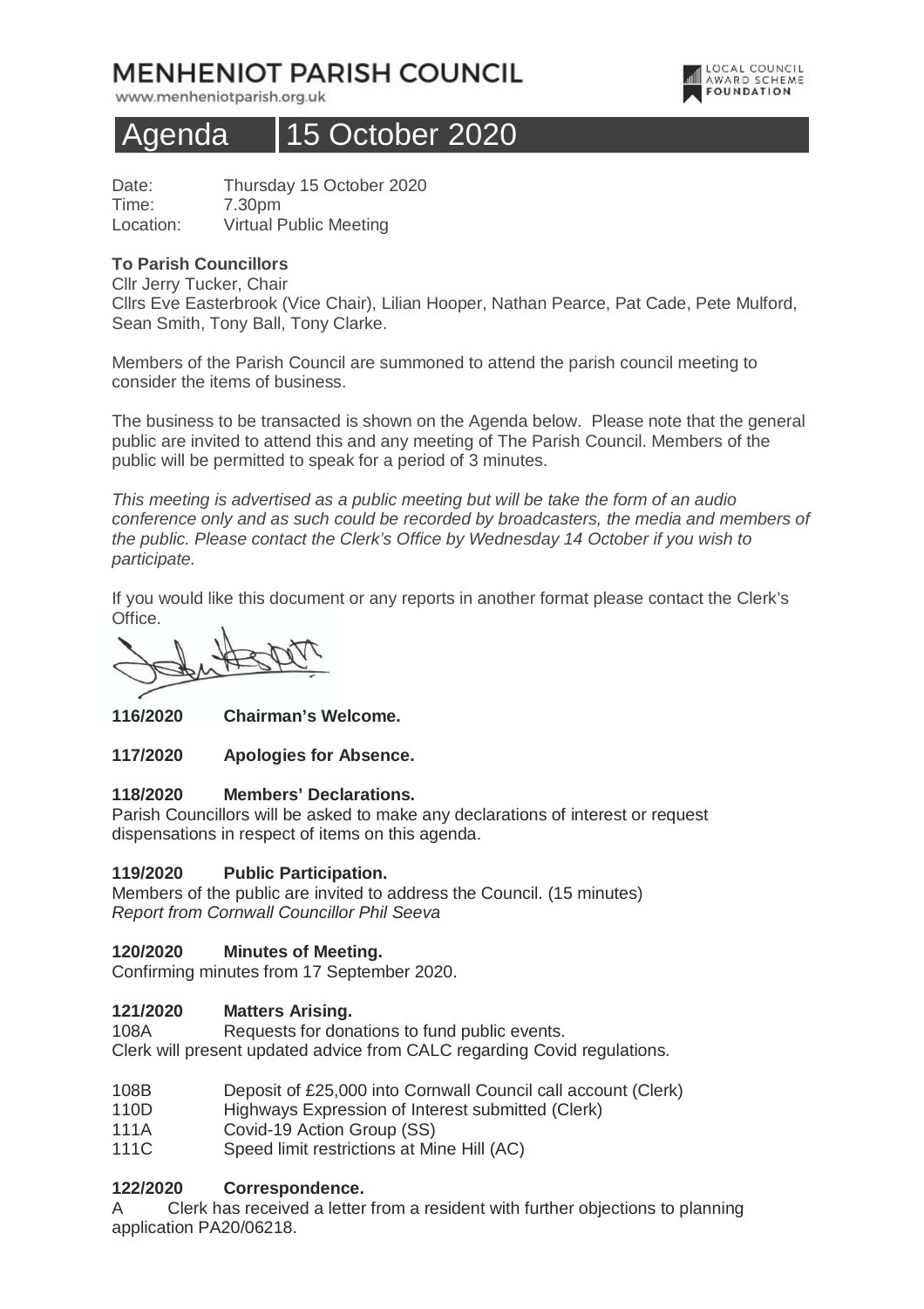# MENHENIOT PARISH COUNCIL

www.menheniotparish.org.uk

## Agenda 15 October 2020

Date: Thursday 15 October 2020
Time: 7.30pm
Location: Virtual Public Meeting

**To Parish Councillors**
Cllr Jerry Tucker, Chair
Cllrs Eve Easterbrook (Vice Chair), Lilian Hooper, Nathan Pearce, Pat Cade, Pete Mulford, Sean Smith, Tony Ball, Tony Clarke.

Members of the Parish Council are summoned to attend the parish council meeting to consider the items of business.

The business to be transacted is shown on the Agenda below. Please note that the general public are invited to attend this and any meeting of The Parish Council. Members of the public will be permitted to speak for a period of 3 minutes.

*This meeting is advertised as a public meeting but will be take the form of an audio conference only and as such could be recorded by broadcasters, the media and members of the public. Please contact the Clerk's Office by Wednesday 14 October if you wish to participate.*

If you would like this document or any reports in another format please contact the Clerk's Office.

**116/2020 Chairman's Welcome.**

**117/2020 Apologies for Absence.**

**118/2020 Members' Declarations.**
Parish Councillors will be asked to make any declarations of interest or request dispensations in respect of items on this agenda.

**119/2020 Public Participation.**
Members of the public are invited to address the Council. (15 minutes)
*Report from Cornwall Councillor Phil Seeva*

**120/2020 Minutes of Meeting.**
Confirming minutes from 17 September 2020.

**121/2020 Matters Arising.**
108A Requests for donations to fund public events.
Clerk will present updated advice from CALC regarding Covid regulations.

108B Deposit of £25,000 into Cornwall Council call account (Clerk)
110D Highways Expression of Interest submitted (Clerk)
111A Covid-19 Action Group (SS)
111C Speed limit restrictions at Mine Hill (AC)

**122/2020 Correspondence.**
A Clerk has received a letter from a resident with further objections to planning application PA20/06218.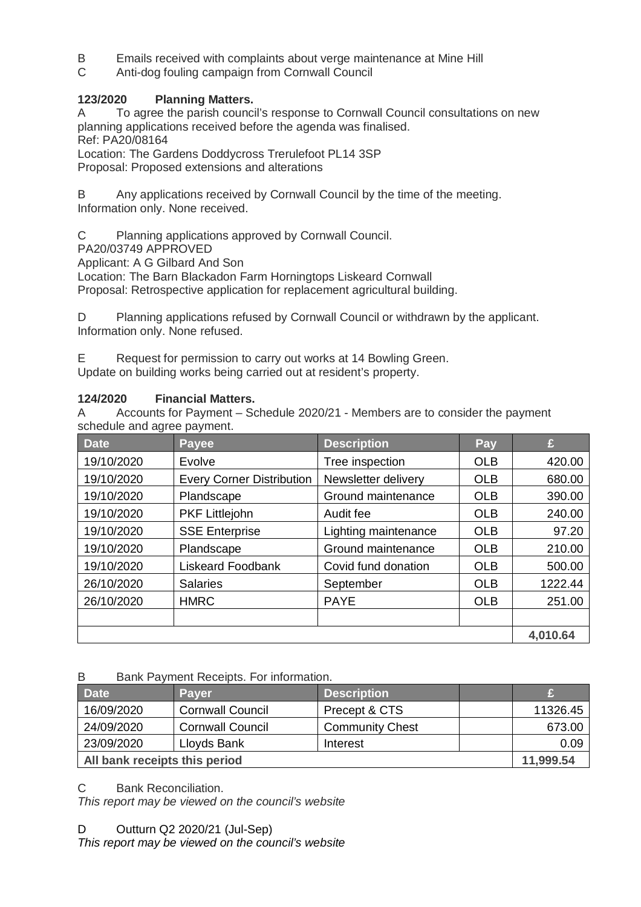B Emails received with complaints about verge maintenance at Mine Hill

C Anti-dog fouling campaign from Cornwall Council

**123/2020 Planning Matters.**

A To agree the parish council's response to Cornwall Council consultations on new planning applications received before the agenda was finalised.
Ref: PA20/08164
Location: The Gardens Doddycross Trerulefoot PL14 3SP
Proposal: Proposed extensions and alterations

B Any applications received by Cornwall Council by the time of the meeting.
Information only. None received.

C Planning applications approved by Cornwall Council.
PA20/03749 APPROVED
Applicant: A G Gilbard And Son
Location: The Barn Blackadon Farm Horningtops Liskeard Cornwall
Proposal: Retrospective application for replacement agricultural building.

D Planning applications refused by Cornwall Council or withdrawn by the applicant.
Information only. None refused.

E Request for permission to carry out works at 14 Bowling Green.
Update on building works being carried out at resident's property.

**124/2020 Financial Matters.**

A Accounts for Payment – Schedule 2020/21 - Members are to consider the payment schedule and agree payment.

| Date | Payee | Description | Pay | £ |
|---|---|---|---|---|
| 19/10/2020 | Evolve | Tree inspection | OLB | 420.00 |
| 19/10/2020 | Every Corner Distribution | Newsletter delivery | OLB | 680.00 |
| 19/10/2020 | Plandscape | Ground maintenance | OLB | 390.00 |
| 19/10/2020 | PKF Littlejohn | Audit fee | OLB | 240.00 |
| 19/10/2020 | SSE Enterprise | Lighting maintenance | OLB | 97.20 |
| 19/10/2020 | Plandscape | Ground maintenance | OLB | 210.00 |
| 19/10/2020 | Liskeard Foodbank | Covid fund donation | OLB | 500.00 |
| 26/10/2020 | Salaries | September | OLB | 1222.44 |
| 26/10/2020 | HMRC | PAYE | OLB | 251.00 |
| | | | | |
| | | | | **4,010.64** |

B Bank Payment Receipts. For information.

| Date | Payer | Description | | £ |
|---|---|---|---|---|
| 16/09/2020 | Cornwall Council | Precept & CTS | | 11326.45 |
| 24/09/2020 | Cornwall Council | Community Chest | | 673.00 |
| 23/09/2020 | Lloyds Bank | Interest | | 0.09 |
| **All bank receipts this period** | | | | **11,999.54** |

C Bank Reconciliation.
*This report may be viewed on the council's website*

D Outturn Q2 2020/21 (Jul-Sep)
*This report may be viewed on the council's website*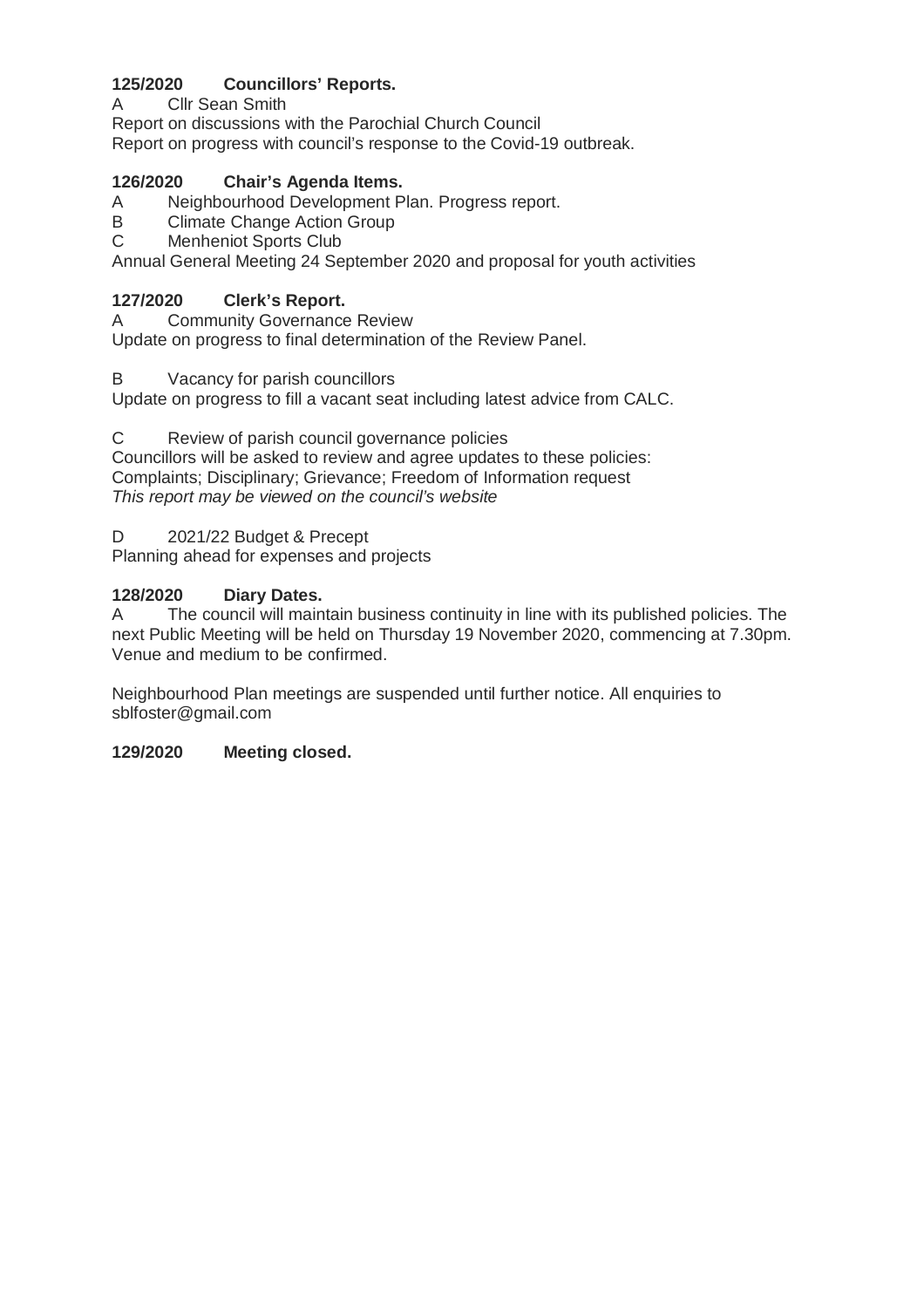**125/2020 Councillors' Reports.**

A Cllr Sean Smith

Report on discussions with the Parochial Church Council

Report on progress with council's response to the Covid-19 outbreak.

**126/2020 Chair's Agenda Items.**

A Neighbourhood Development Plan. Progress report.

B Climate Change Action Group

C Menheniot Sports Club

Annual General Meeting 24 September 2020 and proposal for youth activities

**127/2020 Clerk's Report.**

A Community Governance Review

Update on progress to final determination of the Review Panel.

B Vacancy for parish councillors

Update on progress to fill a vacant seat including latest advice from CALC.

C Review of parish council governance policies

Councillors will be asked to review and agree updates to these policies:

Complaints; Disciplinary; Grievance; Freedom of Information request

*This report may be viewed on the council's website*

D 2021/22 Budget & Precept

Planning ahead for expenses and projects

**128/2020 Diary Dates.**

A The council will maintain business continuity in line with its published policies. The next Public Meeting will be held on Thursday 19 November 2020, commencing at 7.30pm. Venue and medium to be confirmed.

Neighbourhood Plan meetings are suspended until further notice. All enquiries to sblfoster@gmail.com

**129/2020 Meeting closed.**